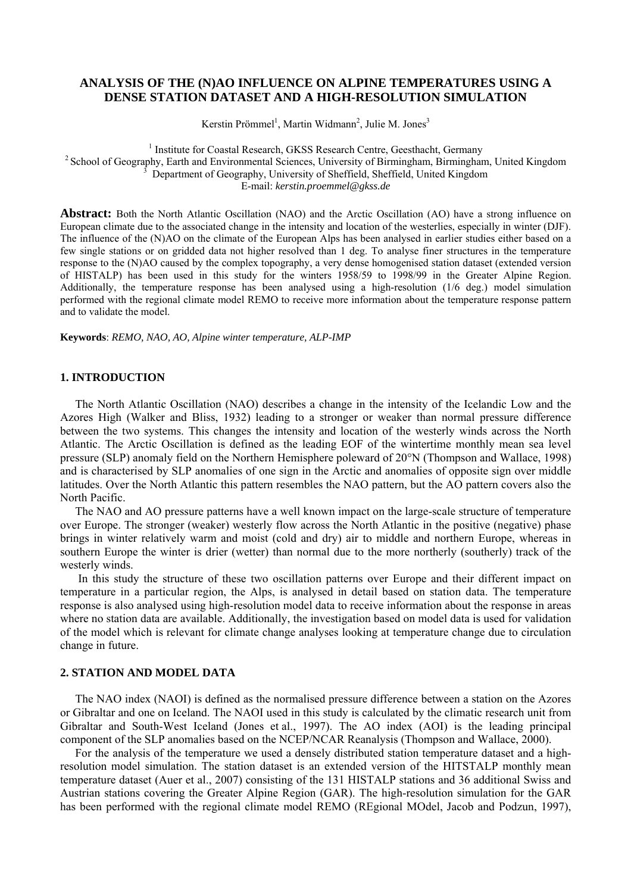# ANALYSIS OF THE (N)AO INFLUENCE ON ALPINE TEMPERATURES USING A DENSE STATION DATASET AND A HIGH-RESOLUTION SIMULATION

Kerstin Prömmel[1], Martin Widmann[2], Julie M. Jones[3]

[1] Institute for Coastal Research, GKSS Research Centre, Geesthacht, Germany
[2] School of Geography, Earth and Environmental Sciences, University of Birmingham, Birmingham, United Kingdom
[3] Department of Geography, University of Sheffield, Sheffield, United Kingdom
E-mail: *kerstin.proemmel@gkss.de*

**Abstract:** Both the North Atlantic Oscillation (NAO) and the Arctic Oscillation (AO) have a strong influence on European climate due to the associated change in the intensity and location of the westerlies, especially in winter (DJF). The influence of the (N)AO on the climate of the European Alps has been analysed in earlier studies either based on a few single stations or on gridded data not higher resolved than 1 deg. To analyse finer structures in the temperature response to the (N)AO caused by the complex topography, a very dense homogenised station dataset (extended version of HISTALP) has been used in this study for the winters 1958/59 to 1998/99 in the Greater Alpine Region. Additionally, the temperature response has been analysed using a high-resolution (1/6 deg.) model simulation performed with the regional climate model REMO to receive more information about the temperature response pattern and to validate the model.

**Keywords**: *REMO, NAO, AO, Alpine winter temperature, ALP-IMP*

## 1. INTRODUCTION

The North Atlantic Oscillation (NAO) describes a change in the intensity of the Icelandic Low and the Azores High (Walker and Bliss, 1932) leading to a stronger or weaker than normal pressure difference between the two systems. This changes the intensity and location of the westerly winds across the North Atlantic. The Arctic Oscillation is defined as the leading EOF of the wintertime monthly mean sea level pressure (SLP) anomaly field on the Northern Hemisphere poleward of 20°N (Thompson and Wallace, 1998) and is characterised by SLP anomalies of one sign in the Arctic and anomalies of opposite sign over middle latitudes. Over the North Atlantic this pattern resembles the NAO pattern, but the AO pattern covers also the North Pacific.

The NAO and AO pressure patterns have a well known impact on the large-scale structure of temperature over Europe. The stronger (weaker) westerly flow across the North Atlantic in the positive (negative) phase brings in winter relatively warm and moist (cold and dry) air to middle and northern Europe, whereas in southern Europe the winter is drier (wetter) than normal due to the more northerly (southerly) track of the westerly winds.

In this study the structure of these two oscillation patterns over Europe and their different impact on temperature in a particular region, the Alps, is analysed in detail based on station data. The temperature response is also analysed using high-resolution model data to receive information about the response in areas where no station data are available. Additionally, the investigation based on model data is used for validation of the model which is relevant for climate change analyses looking at temperature change due to circulation change in future.

## 2. STATION AND MODEL DATA

The NAO index (NAOI) is defined as the normalised pressure difference between a station on the Azores or Gibraltar and one on Iceland. The NAOI used in this study is calculated by the climatic research unit from Gibraltar and South-West Iceland (Jones et al., 1997). The AO index (AOI) is the leading principal component of the SLP anomalies based on the NCEP/NCAR Reanalysis (Thompson and Wallace, 2000).

For the analysis of the temperature we used a densely distributed station temperature dataset and a high-resolution model simulation. The station dataset is an extended version of the HITSTALP monthly mean temperature dataset (Auer et al., 2007) consisting of the 131 HISTALP stations and 36 additional Swiss and Austrian stations covering the Greater Alpine Region (GAR). The high-resolution simulation for the GAR has been performed with the regional climate model REMO (REgional MOdel, Jacob and Podzun, 1997),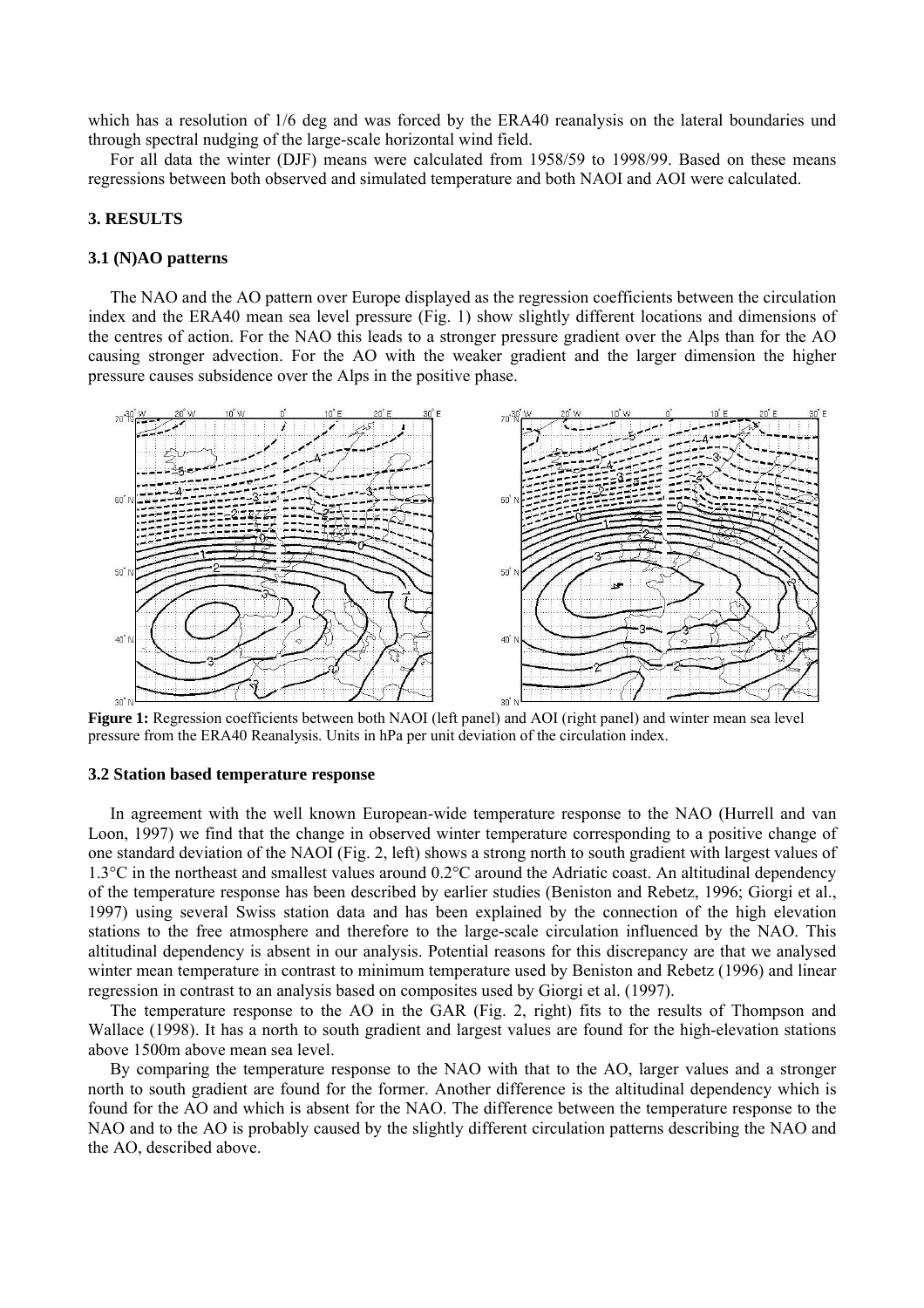which has a resolution of 1/6 deg and was forced by the ERA40 reanalysis on the lateral boundaries und through spectral nudging of the large-scale horizontal wind field.

For all data the winter (DJF) means were calculated from 1958/59 to 1998/99. Based on these means regressions between both observed and simulated temperature and both NAOI and AOI were calculated.

## 3. RESULTS

### 3.1 (N)AO patterns

The NAO and the AO pattern over Europe displayed as the regression coefficients between the circulation index and the ERA40 mean sea level pressure (Fig. 1) show slightly different locations and dimensions of the centres of action. For the NAO this leads to a stronger pressure gradient over the Alps than for the AO causing stronger advection. For the AO with the weaker gradient and the larger dimension the higher pressure causes subsidence over the Alps in the positive phase.

**Figure 1:** Regression coefficients between both NAOI (left panel) and AOI (right panel) and winter mean sea level pressure from the ERA40 Reanalysis. Units in hPa per unit deviation of the circulation index.

### 3.2 Station based temperature response

In agreement with the well known European-wide temperature response to the NAO (Hurrell and van Loon, 1997) we find that the change in observed winter temperature corresponding to a positive change of one standard deviation of the NAOI (Fig. 2, left) shows a strong north to south gradient with largest values of 1.3°C in the northeast and smallest values around 0.2°C around the Adriatic coast. An altitudinal dependency of the temperature response has been described by earlier studies (Beniston and Rebetz, 1996; Giorgi et al., 1997) using several Swiss station data and has been explained by the connection of the high elevation stations to the free atmosphere and therefore to the large-scale circulation influenced by the NAO. This altitudinal dependency is absent in our analysis. Potential reasons for this discrepancy are that we analysed winter mean temperature in contrast to minimum temperature used by Beniston and Rebetz (1996) and linear regression in contrast to an analysis based on composites used by Giorgi et al. (1997).

The temperature response to the AO in the GAR (Fig. 2, right) fits to the results of Thompson and Wallace (1998). It has a north to south gradient and largest values are found for the high-elevation stations above 1500m above mean sea level.

By comparing the temperature response to the NAO with that to the AO, larger values and a stronger north to south gradient are found for the former. Another difference is the altitudinal dependency which is found for the AO and which is absent for the NAO. The difference between the temperature response to the NAO and to the AO is probably caused by the slightly different circulation patterns describing the NAO and the AO, described above.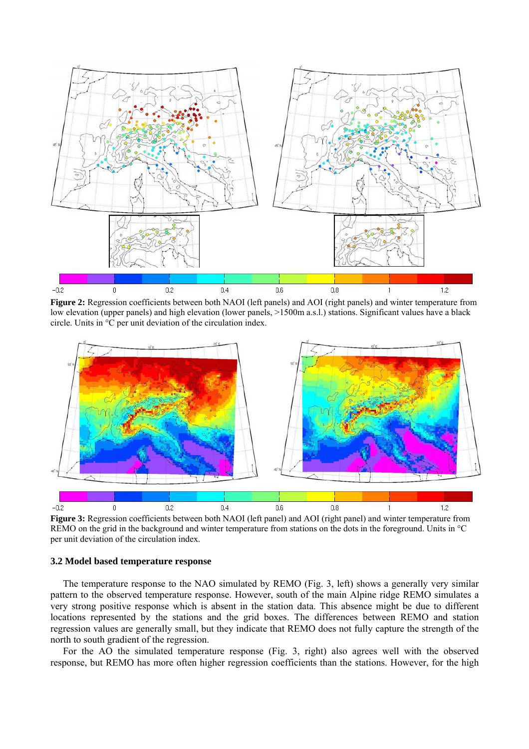**Figure 2:** Regression coefficients between both NAOI (left panels) and AOI (right panels) and winter temperature from low elevation (upper panels) and high elevation (lower panels, >1500m a.s.l.) stations. Significant values have a black circle. Units in °C per unit deviation of the circulation index.

**Figure 3:** Regression coefficients between both NAOI (left panel) and AOI (right panel) and winter temperature from REMO on the grid in the background and winter temperature from stations on the dots in the foreground. Units in °C per unit deviation of the circulation index.

### 3.2 Model based temperature response

The temperature response to the NAO simulated by REMO (Fig. 3, left) shows a generally very similar pattern to the observed temperature response. However, south of the main Alpine ridge REMO simulates a very strong positive response which is absent in the station data. This absence might be due to different locations represented by the stations and the grid boxes. The differences between REMO and station regression values are generally small, but they indicate that REMO does not fully capture the strength of the north to south gradient of the regression.

For the AO the simulated temperature response (Fig. 3, right) also agrees well with the observed response, but REMO has more often higher regression coefficients than the stations. However, for the high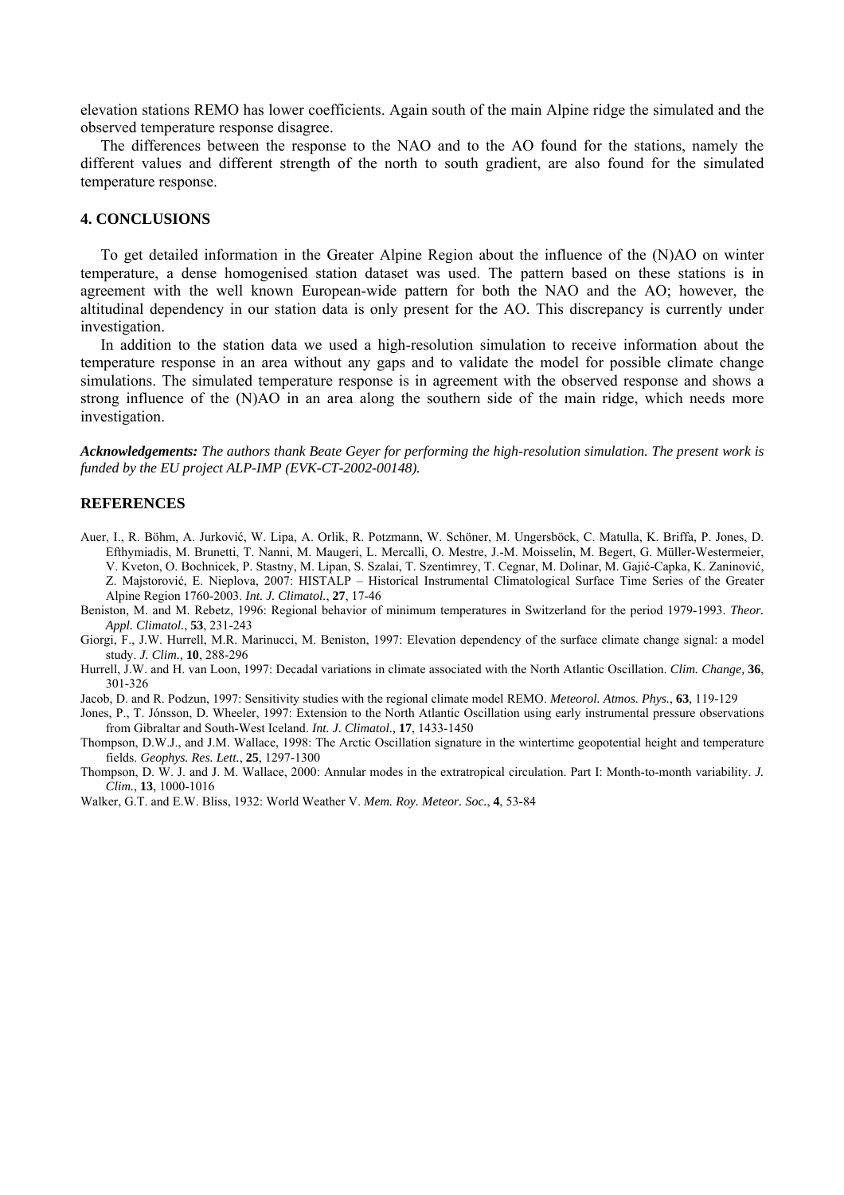elevation stations REMO has lower coefficients. Again south of the main Alpine ridge the simulated and the observed temperature response disagree.

The differences between the response to the NAO and to the AO found for the stations, namely the different values and different strength of the north to south gradient, are also found for the simulated temperature response.

## 4. CONCLUSIONS

To get detailed information in the Greater Alpine Region about the influence of the (N)AO on winter temperature, a dense homogenised station dataset was used. The pattern based on these stations is in agreement with the well known European-wide pattern for both the NAO and the AO; however, the altitudinal dependency in our station data is only present for the AO. This discrepancy is currently under investigation.

In addition to the station data we used a high-resolution simulation to receive information about the temperature response in an area without any gaps and to validate the model for possible climate change simulations. The simulated temperature response is in agreement with the observed response and shows a strong influence of the (N)AO in an area along the southern side of the main ridge, which needs more investigation.

***Acknowledgements:*** *The authors thank Beate Geyer for performing the high-resolution simulation. The present work is funded by the EU project ALP-IMP (EVK-CT-2002-00148).*

## REFERENCES

Auer, I., R. Böhm, A. Jurković, W. Lipa, A. Orlik, R. Potzmann, W. Schöner, M. Ungersböck, C. Matulla, K. Briffa, P. Jones, D. Efthymiadis, M. Brunetti, T. Nanni, M. Maugeri, L. Mercalli, O. Mestre, J.-M. Moisselin, M. Begert, G. Müller-Westermeier, V. Kveton, O. Bochnicek, P. Stastny, M. Lipan, S. Szalai, T. Szentimrey, T. Cegnar, M. Dolinar, M. Gajić-Capka, K. Zaninović, Z. Majstorović, E. Nieplova, 2007: HISTALP – Historical Instrumental Climatological Surface Time Series of the Greater Alpine Region 1760-2003. *Int. J. Climatol.*, **27**, 17-46

Beniston, M. and M. Rebetz, 1996: Regional behavior of minimum temperatures in Switzerland for the period 1979-1993. *Theor. Appl. Climatol.*, **53**, 231-243

Giorgi, F., J.W. Hurrell, M.R. Marinucci, M. Beniston, 1997: Elevation dependency of the surface climate change signal: a model study. *J. Clim.,* **10**, 288-296

Hurrell, J.W. and H. van Loon, 1997: Decadal variations in climate associated with the North Atlantic Oscillation. *Clim. Change,* **36**, 301-326

Jacob, D. and R. Podzun, 1997: Sensitivity studies with the regional climate model REMO. *Meteorol. Atmos. Phys.*, **63**, 119-129

Jones, P., T. Jónsson, D. Wheeler, 1997: Extension to the North Atlantic Oscillation using early instrumental pressure observations from Gibraltar and South-West Iceland. *Int. J. Climatol.,* **17**, 1433-1450

Thompson, D.W.J., and J.M. Wallace, 1998: The Arctic Oscillation signature in the wintertime geopotential height and temperature fields. *Geophys. Res. Lett.*, **25**, 1297-1300

Thompson, D. W. J. and J. M. Wallace, 2000: Annular modes in the extratropical circulation. Part I: Month-to-month variability. *J. Clim.*, **13**, 1000-1016

Walker, G.T. and E.W. Bliss, 1932: World Weather V. *Mem. Roy. Meteor. Soc.*, **4**, 53-84